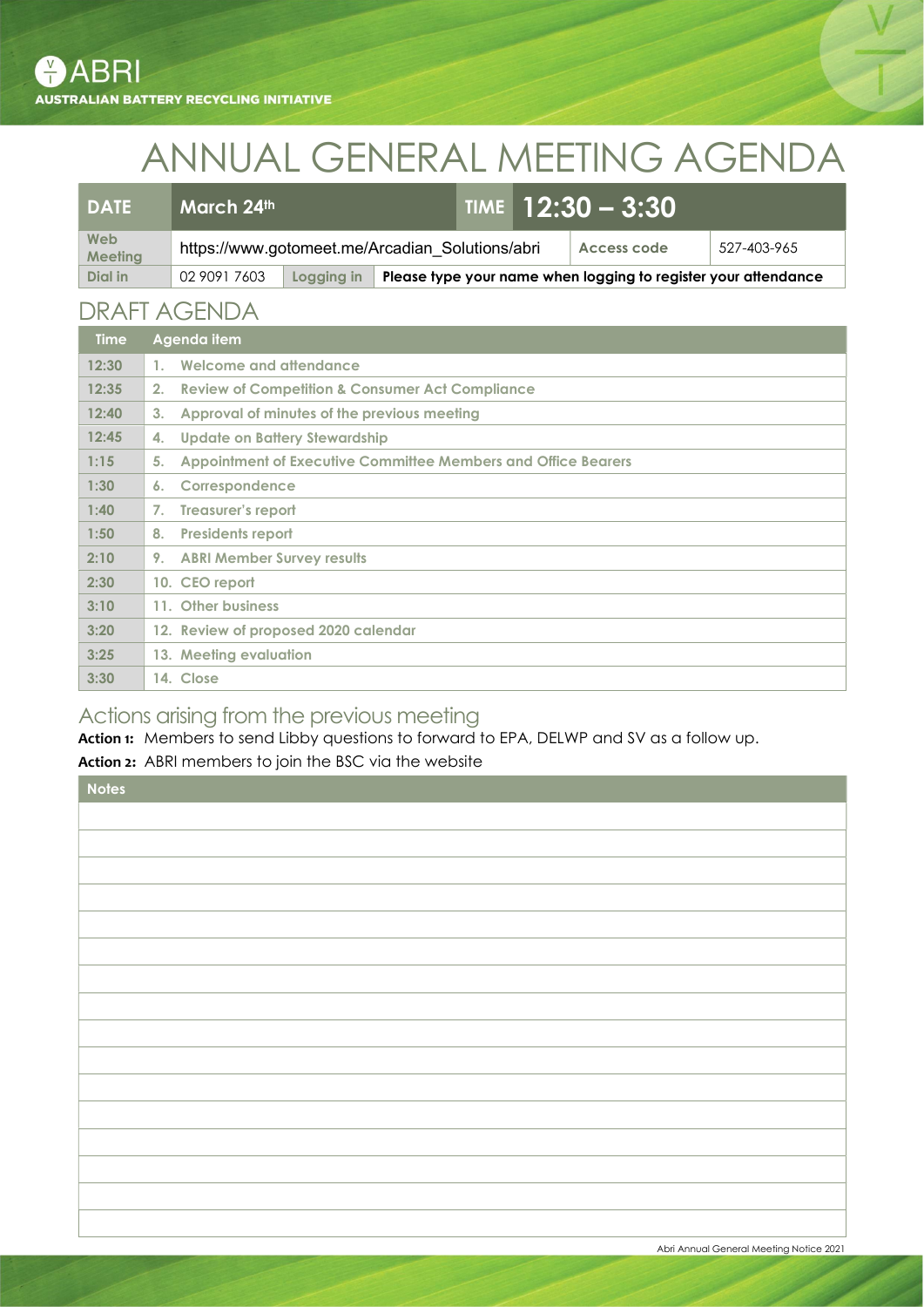ABRI
AUSTRALIAN BATTERY RECYCLING INITIATIVE

# ANNUAL GENERAL MEETING AGENDA

| DATE | March 24th | | TIME | 12:30 – 3:30 |
|---|---|---|---|---|
| Web Meeting | https://www.gotomeet.me/Arcadian_Solutions/abri | | Access code | 527-403-965 |
| Dial in | 02 9091 7603 | Logging in | Please type your name when logging to register your attendance | |

## DRAFT AGENDA

| Time | Agenda item |
|---|---|
| 12:30 | 1. Welcome and attendance |
| 12:35 | 2. Review of Competition & Consumer Act Compliance |
| 12:40 | 3. Approval of minutes of the previous meeting |
| 12:45 | 4. Update on Battery Stewardship |
| 1:15 | 5. Appointment of Executive Committee Members and Office Bearers |
| 1:30 | 6. Correspondence |
| 1:40 | 7. Treasurer's report |
| 1:50 | 8. Presidents report |
| 2:10 | 9. ABRI Member Survey results |
| 2:30 | 10. CEO report |
| 3:10 | 11. Other business |
| 3:20 | 12. Review of proposed 2020 calendar |
| 3:25 | 13. Meeting evaluation |
| 3:30 | 14. Close |

## Actions arising from the previous meeting

**Action 1:** Members to send Libby questions to forward to EPA, DELWP and SV as a follow up.

**Action 2:** ABRI members to join the BSC via the website

| Notes |
|---|
| |
| |
| |
| |
| |
| |
| |
| |
| |
| |
| |
| |
| |
| |
| |
| |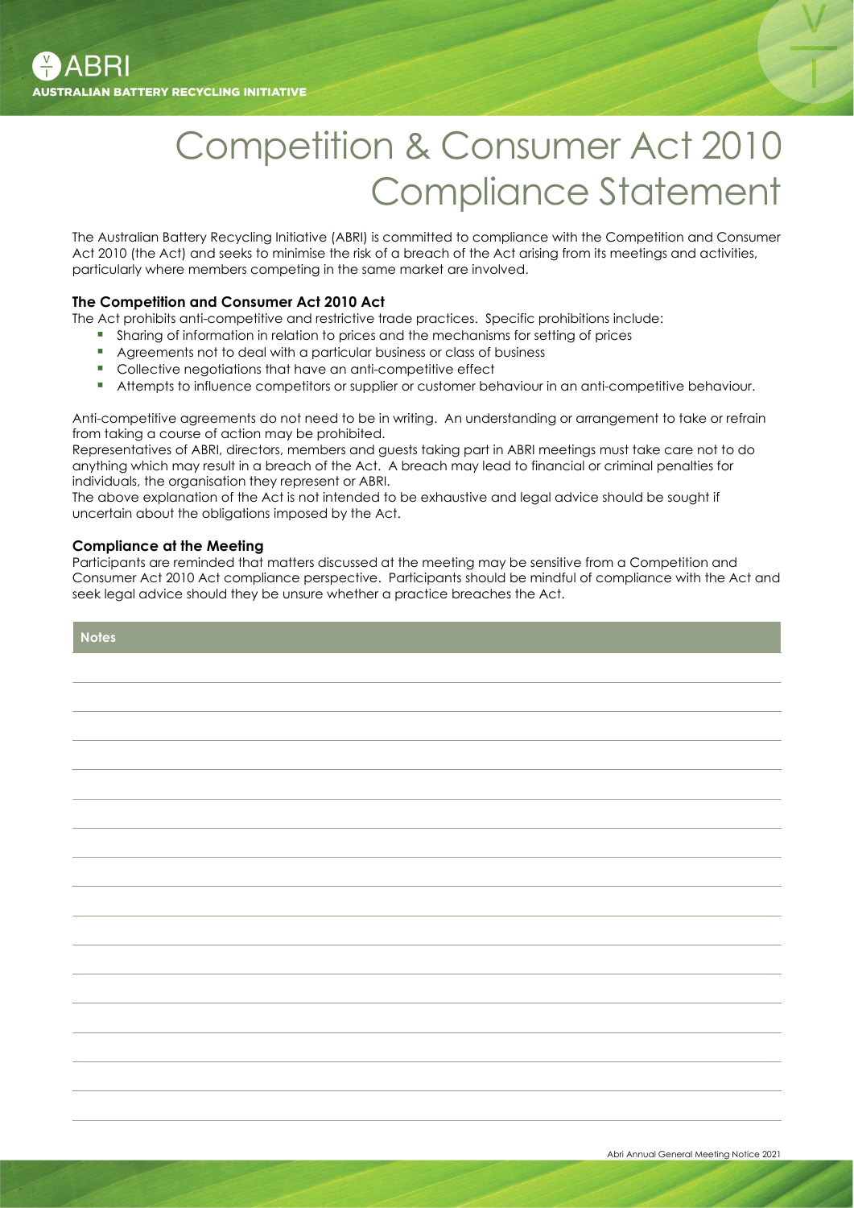ABRI

AUSTRALIAN BATTERY RECYCLING INITIATIVE

# Competition & Consumer Act 2010 Compliance Statement

The Australian Battery Recycling Initiative (ABRI) is committed to compliance with the Competition and Consumer Act 2010 (the Act) and seeks to minimise the risk of a breach of the Act arising from its meetings and activities, particularly where members competing in the same market are involved.

### The Competition and Consumer Act 2010 Act

The Act prohibits anti-competitive and restrictive trade practices. Specific prohibitions include:

- Sharing of information in relation to prices and the mechanisms for setting of prices
- Agreements not to deal with a particular business or class of business
- Collective negotiations that have an anti-competitive effect
- Attempts to influence competitors or supplier or customer behaviour in an anti-competitive behaviour.

Anti-competitive agreements do not need to be in writing. An understanding or arrangement to take or refrain from taking a course of action may be prohibited.

Representatives of ABRI, directors, members and guests taking part in ABRI meetings must take care not to do anything which may result in a breach of the Act. A breach may lead to financial or criminal penalties for individuals, the organisation they represent or ABRI.

The above explanation of the Act is not intended to be exhaustive and legal advice should be sought if uncertain about the obligations imposed by the Act.

### Compliance at the Meeting

Participants are reminded that matters discussed at the meeting may be sensitive from a Competition and Consumer Act 2010 Act compliance perspective. Participants should be mindful of compliance with the Act and seek legal advice should they be unsure whether a practice breaches the Act.

**Notes**